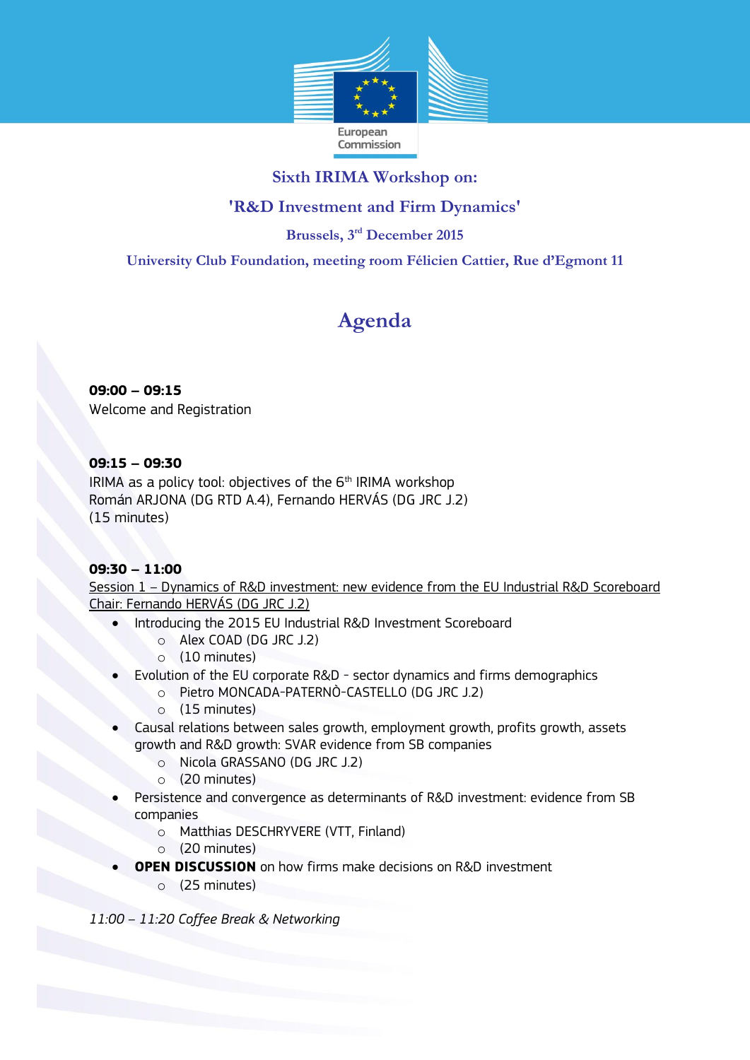European Commission

## Sixth IRIMA Workshop on:

## 'R&D Investment and Firm Dynamics'

**Brussels, 3rd December 2015**

**University Club Foundation, meeting room Félicien Cattier, Rue d'Egmont 11**

# Agenda

**09:00 – 09:15**
Welcome and Registration

**09:15 – 09:30**
IRIMA as a policy tool: objectives of the 6th IRIMA workshop
Román ARJONA (DG RTD A.4), Fernando HERVÁS (DG JRC J.2)
(15 minutes)

**09:30 – 11:00**
Session 1 – Dynamics of R&D investment: new evidence from the EU Industrial R&D Scoreboard
Chair: Fernando HERVÁS (DG JRC J.2)

- Introducing the 2015 EU Industrial R&D Investment Scoreboard
  - Alex COAD (DG JRC J.2)
  - (10 minutes)
- Evolution of the EU corporate R&D - sector dynamics and firms demographics
  - Pietro MONCADA-PATERNÒ-CASTELLO (DG JRC J.2)
  - (15 minutes)
- Causal relations between sales growth, employment growth, profits growth, assets growth and R&D growth: SVAR evidence from SB companies
  - Nicola GRASSANO (DG JRC J.2)
  - (20 minutes)
- Persistence and convergence as determinants of R&D investment: evidence from SB companies
  - Matthias DESCHRYVERE (VTT, Finland)
  - (20 minutes)
- **OPEN DISCUSSION** on how firms make decisions on R&D investment
  - (25 minutes)

*11:00 – 11:20 Coffee Break & Networking*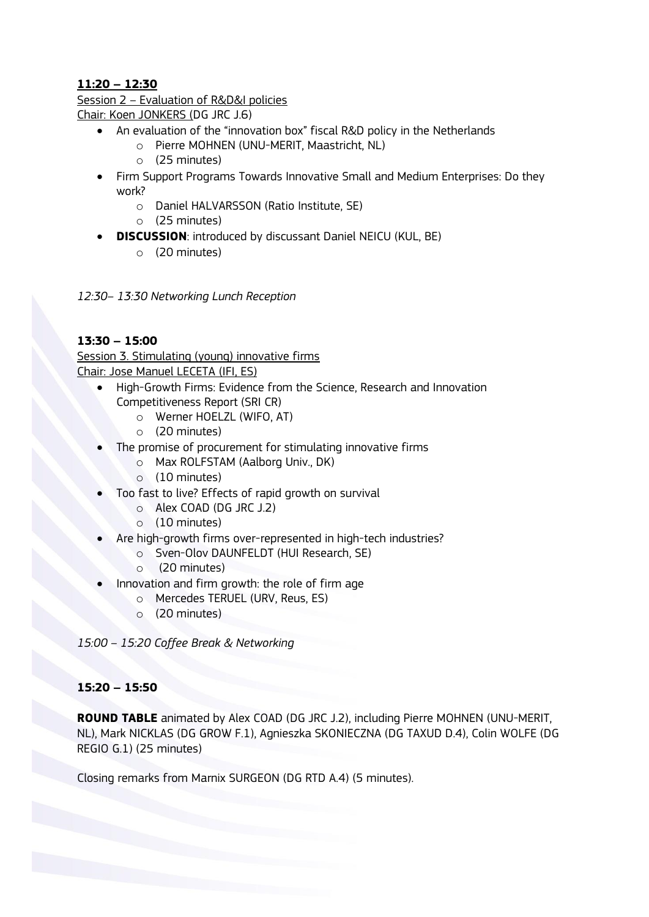**11:20 – 12:30**

Session 2 – Evaluation of R&D&I policies
Chair: Koen JONKERS (DG JRC J.6)

- An evaluation of the "innovation box" fiscal R&D policy in the Netherlands
    - Pierre MOHNEN (UNU-MERIT, Maastricht, NL)
    - (25 minutes)
- Firm Support Programs Towards Innovative Small and Medium Enterprises: Do they work?
    - Daniel HALVARSSON (Ratio Institute, SE)
    - (25 minutes)
- **DISCUSSION**: introduced by discussant Daniel NEICU (KUL, BE)
    - (20 minutes)

*12:30– 13:30 Networking Lunch Reception*

**13:30 – 15:00**

Session 3. Stimulating (young) innovative firms
Chair: Jose Manuel LECETA (IFI, ES)

- High-Growth Firms: Evidence from the Science, Research and Innovation Competitiveness Report (SRI CR)
    - Werner HOELZL (WIFO, AT)
    - (20 minutes)
- The promise of procurement for stimulating innovative firms
    - Max ROLFSTAM (Aalborg Univ., DK)
    - (10 minutes)
- Too fast to live? Effects of rapid growth on survival
    - Alex COAD (DG JRC J.2)
    - (10 minutes)
- Are high-growth firms over-represented in high-tech industries?
    - Sven-Olov DAUNFELDT (HUI Research, SE)
    - (20 minutes)
- Innovation and firm growth: the role of firm age
    - Mercedes TERUEL (URV, Reus, ES)
    - (20 minutes)

*15:00 – 15:20 Coffee Break & Networking*

**15:20 – 15:50**

**ROUND TABLE** animated by Alex COAD (DG JRC J.2), including Pierre MOHNEN (UNU-MERIT, NL), Mark NICKLAS (DG GROW F.1), Agnieszka SKONIECZNA (DG TAXUD D.4), Colin WOLFE (DG REGIO G.1) (25 minutes)

Closing remarks from Marnix SURGEON (DG RTD A.4) (5 minutes).